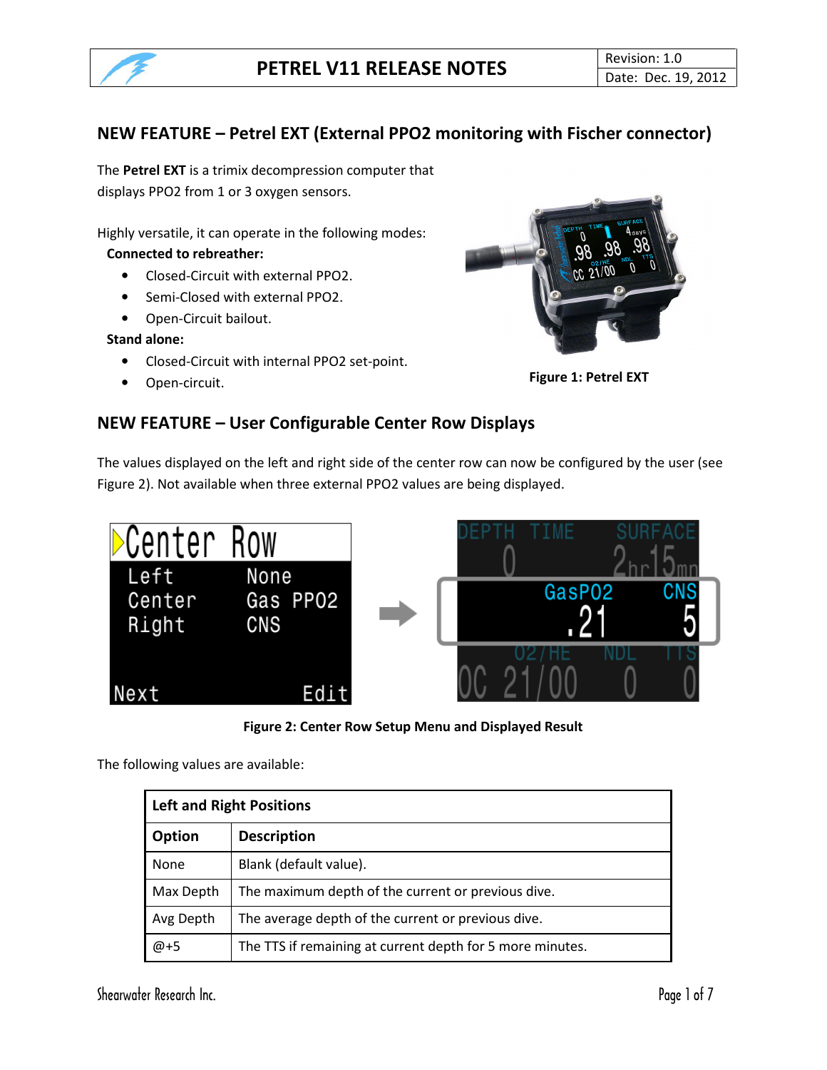# PETREL V11 RELEASE NOTES

| Revision: 1.0 |
| --- |
| Date: Dec. 19, 2012 |

## NEW FEATURE – Petrel EXT (External PPO2 monitoring with Fischer connector)

The **Petrel EXT** is a trimix decompression computer that displays PPO2 from 1 or 3 oxygen sensors.

Highly versatile, it can operate in the following modes:

**Connected to rebreather:**

- Closed-Circuit with external PPO2.
- Semi-Closed with external PPO2.
- Open-Circuit bailout.

**Stand alone:**

- Closed-Circuit with internal PPO2 set-point.
- Open-circuit.

**Figure 1: Petrel EXT**

## NEW FEATURE – User Configurable Center Row Displays

The values displayed on the left and right side of the center row can now be configured by the user (see Figure 2). Not available when three external PPO2 values are being displayed.

**Figure 2: Center Row Setup Menu and Displayed Result**

The following values are available:

| Left and Right Positions | |
| --- | --- |
| **Option** | **Description** |
| None | Blank (default value). |
| Max Depth | The maximum depth of the current or previous dive. |
| Avg Depth | The average depth of the current or previous dive. |
| @+5 | The TTS if remaining at current depth for 5 more minutes. |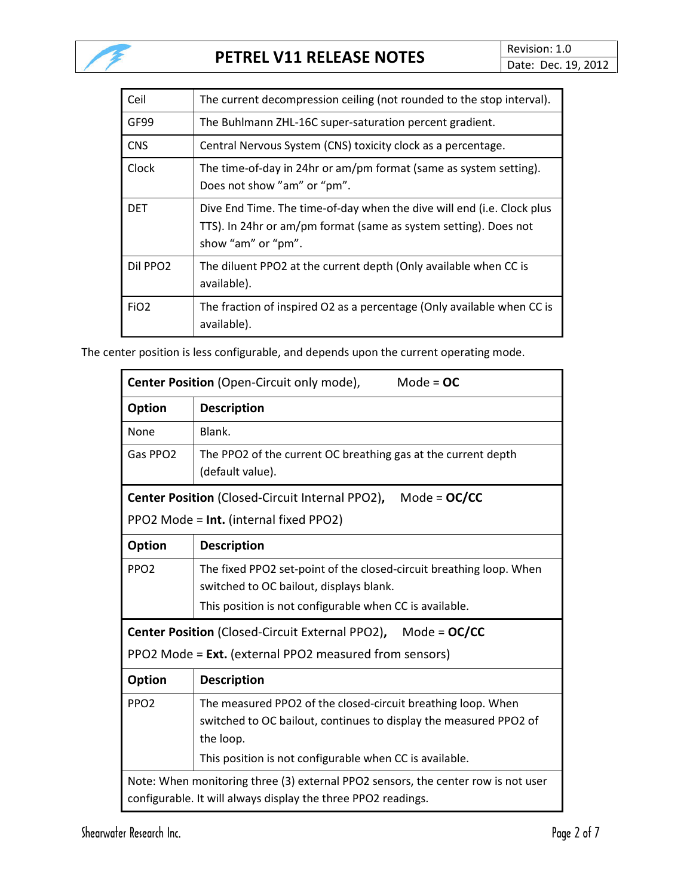| | |
|---|---|
| Ceil | The current decompression ceiling (not rounded to the stop interval). |
| GF99 | The Buhlmann ZHL-16C super-saturation percent gradient. |
| CNS | Central Nervous System (CNS) toxicity clock as a percentage. |
| Clock | The time-of-day in 24hr or am/pm format (same as system setting). Does not show "am" or "pm". |
| DET | Dive End Time. The time-of-day when the dive will end (i.e. Clock plus TTS). In 24hr or am/pm format (same as system setting). Does not show "am" or "pm". |
| Dil PPO2 | The diluent PPO2 at the current depth (Only available when CC is available). |
| FiO2 | The fraction of inspired O2 as a percentage (Only available when CC is available). |

The center position is less configurable, and depends upon the current operating mode.

| **Center Position** (Open-Circuit only mode), Mode = **OC** | |
|---|---|
| **Option** | **Description** |
| None | Blank. |
| Gas PPO2 | The PPO2 of the current OC breathing gas at the current depth (default value). |
| **Center Position** (Closed-Circuit Internal PPO2), Mode = **OC/CC** PPO2 Mode = **Int.** (internal fixed PPO2) | |
| **Option** | **Description** |
| PPO2 | The fixed PPO2 set-point of the closed-circuit breathing loop. When switched to OC bailout, displays blank. This position is not configurable when CC is available. |
| **Center Position** (Closed-Circuit External PPO2), Mode = **OC/CC** PPO2 Mode = **Ext.** (external PPO2 measured from sensors) | |
| **Option** | **Description** |
| PPO2 | The measured PPO2 of the closed-circuit breathing loop. When switched to OC bailout, continues to display the measured PPO2 of the loop. This position is not configurable when CC is available. |
| Note: When monitoring three (3) external PPO2 sensors, the center row is not user configurable. It will always display the three PPO2 readings. | |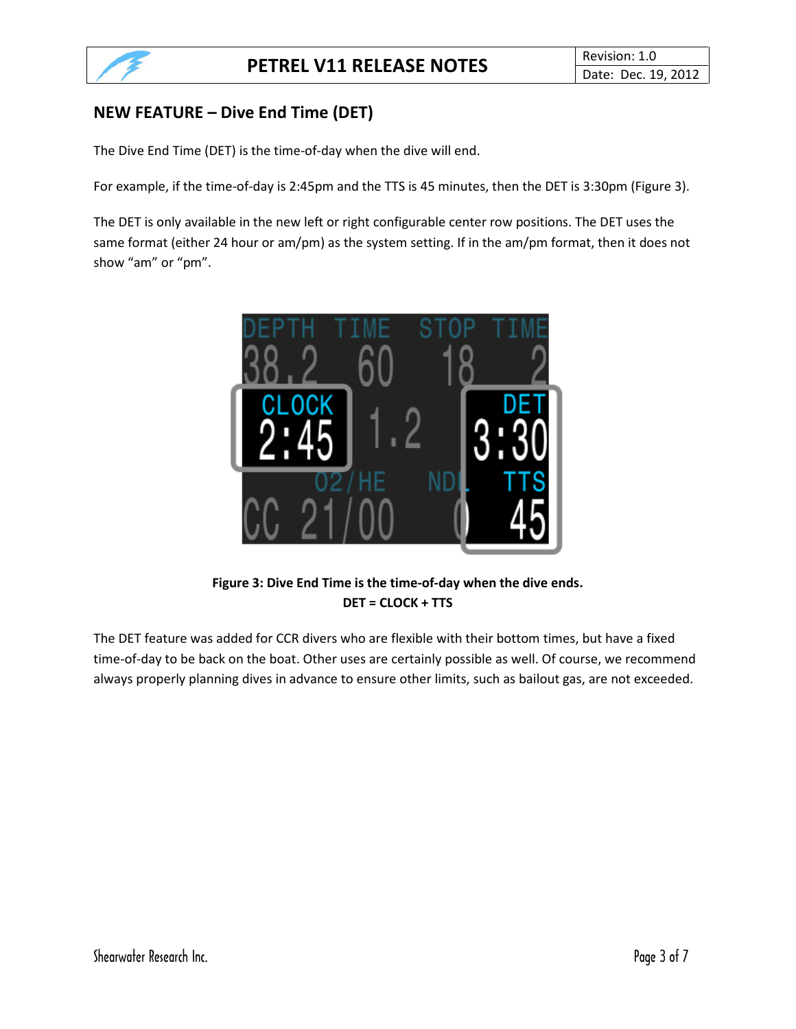## NEW FEATURE – Dive End Time (DET)

The Dive End Time (DET) is the time-of-day when the dive will end.

For example, if the time-of-day is 2:45pm and the TTS is 45 minutes, then the DET is 3:30pm (Figure 3).

The DET is only available in the new left or right configurable center row positions. The DET uses the same format (either 24 hour or am/pm) as the system setting. If in the am/pm format, then it does not show “am” or “pm”.

**Figure 3: Dive End Time is the time-of-day when the dive ends.**
**DET = CLOCK + TTS**

The DET feature was added for CCR divers who are flexible with their bottom times, but have a fixed time-of-day to be back on the boat. Other uses are certainly possible as well. Of course, we recommend always properly planning dives in advance to ensure other limits, such as bailout gas, are not exceeded.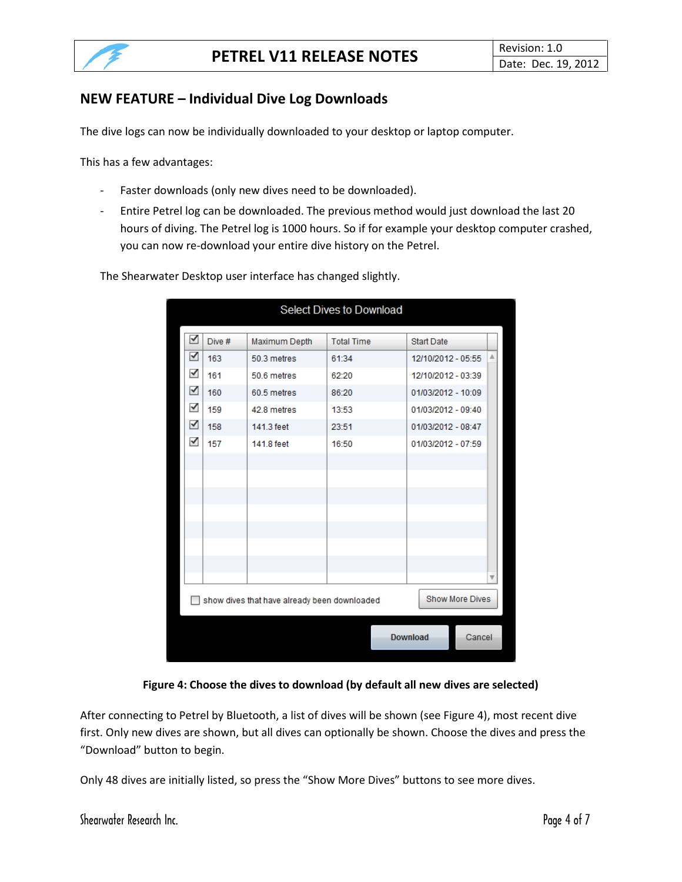## NEW FEATURE – Individual Dive Log Downloads

The dive logs can now be individually downloaded to your desktop or laptop computer.

This has a few advantages:

- Faster downloads (only new dives need to be downloaded).
- Entire Petrel log can be downloaded. The previous method would just download the last 20 hours of diving. The Petrel log is 1000 hours. So if for example your desktop computer crashed, you can now re-download your entire dive history on the Petrel.

The Shearwater Desktop user interface has changed slightly.

Select Dives to Download

| ☑ | Dive # | Maximum Depth | Total Time | Start Date |
|---|---|---|---|---|
| ☑ | 163 | 50.3 metres | 61:34 | 12/10/2012 - 05:55 |
| ☑ | 161 | 50.6 metres | 62:20 | 12/10/2012 - 03:39 |
| ☑ | 160 | 60.5 metres | 86:20 | 01/03/2012 - 10:09 |
| ☑ | 159 | 42.8 metres | 13:53 | 01/03/2012 - 09:40 |
| ☑ | 158 | 141.3 feet | 23:51 | 01/03/2012 - 08:47 |
| ☑ | 157 | 141.8 feet | 16:50 | 01/03/2012 - 07:59 |

☐ show dives that have already been downloaded — Show More Dives

Download — Cancel

**Figure 4: Choose the dives to download (by default all new dives are selected)**

After connecting to Petrel by Bluetooth, a list of dives will be shown (see Figure 4), most recent dive first. Only new dives are shown, but all dives can optionally be shown. Choose the dives and press the "Download" button to begin.

Only 48 dives are initially listed, so press the "Show More Dives" buttons to see more dives.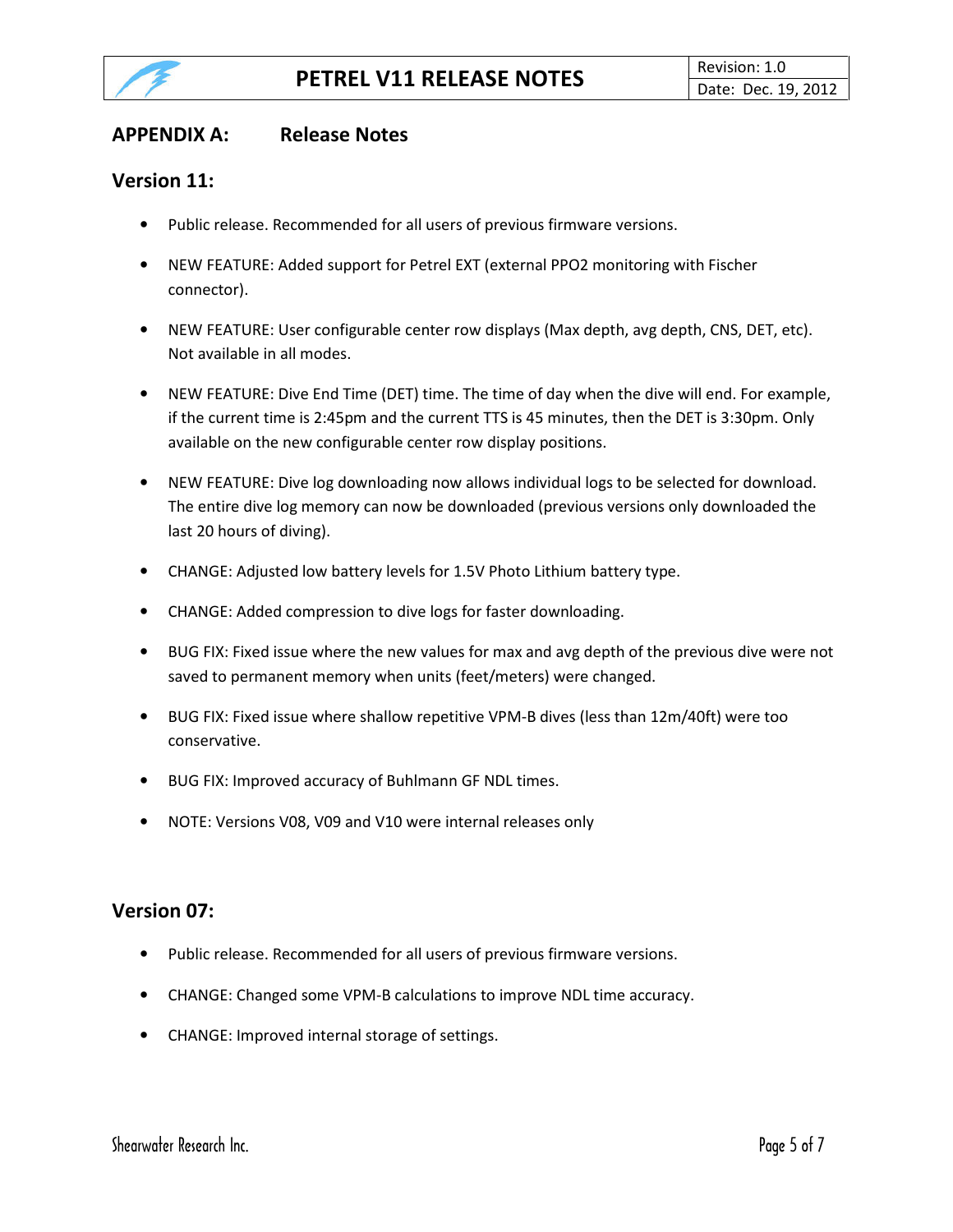## APPENDIX A: Release Notes

### Version 11:

- Public release. Recommended for all users of previous firmware versions.
- NEW FEATURE: Added support for Petrel EXT (external PPO2 monitoring with Fischer connector).
- NEW FEATURE: User configurable center row displays (Max depth, avg depth, CNS, DET, etc). Not available in all modes.
- NEW FEATURE: Dive End Time (DET) time. The time of day when the dive will end. For example, if the current time is 2:45pm and the current TTS is 45 minutes, then the DET is 3:30pm. Only available on the new configurable center row display positions.
- NEW FEATURE: Dive log downloading now allows individual logs to be selected for download. The entire dive log memory can now be downloaded (previous versions only downloaded the last 20 hours of diving).
- CHANGE: Adjusted low battery levels for 1.5V Photo Lithium battery type.
- CHANGE: Added compression to dive logs for faster downloading.
- BUG FIX: Fixed issue where the new values for max and avg depth of the previous dive were not saved to permanent memory when units (feet/meters) were changed.
- BUG FIX: Fixed issue where shallow repetitive VPM-B dives (less than 12m/40ft) were too conservative.
- BUG FIX: Improved accuracy of Buhlmann GF NDL times.
- NOTE: Versions V08, V09 and V10 were internal releases only

### Version 07:

- Public release. Recommended for all users of previous firmware versions.
- CHANGE: Changed some VPM-B calculations to improve NDL time accuracy.
- CHANGE: Improved internal storage of settings.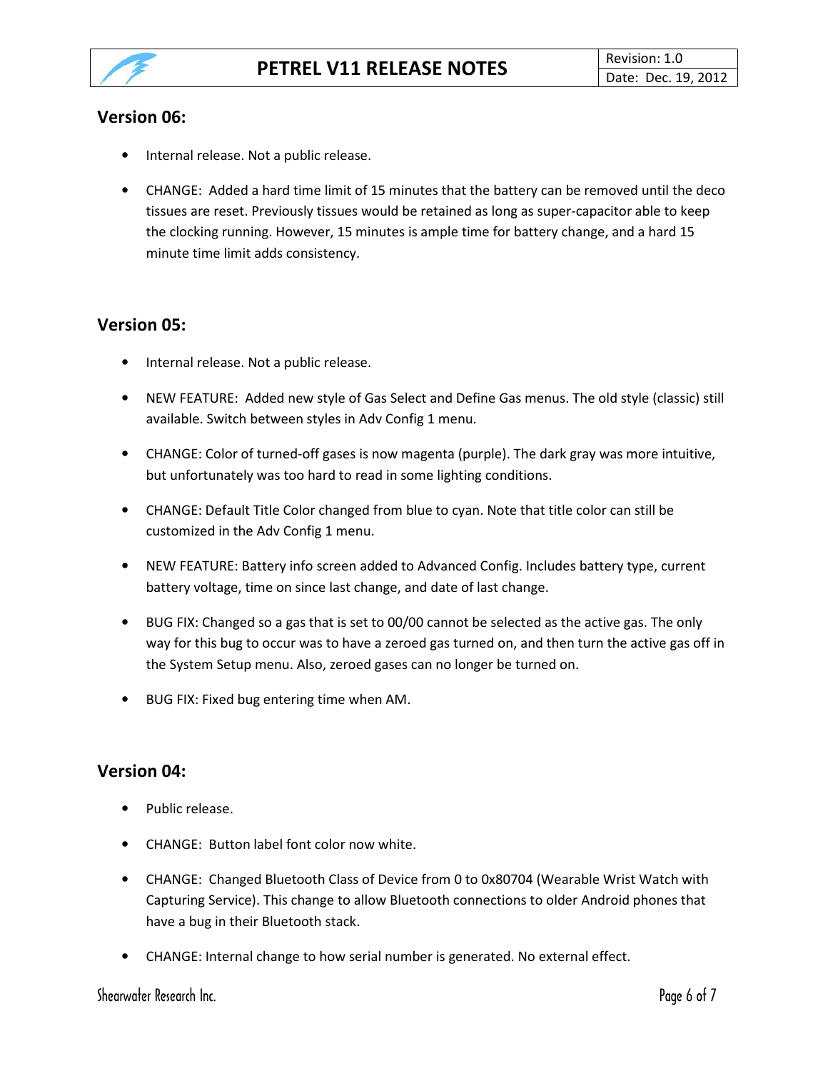## Version 06:

- Internal release. Not a public release.
- CHANGE: Added a hard time limit of 15 minutes that the battery can be removed until the deco tissues are reset. Previously tissues would be retained as long as super-capacitor able to keep the clocking running. However, 15 minutes is ample time for battery change, and a hard 15 minute time limit adds consistency.

## Version 05:

- Internal release. Not a public release.
- NEW FEATURE: Added new style of Gas Select and Define Gas menus. The old style (classic) still available. Switch between styles in Adv Config 1 menu.
- CHANGE: Color of turned-off gases is now magenta (purple). The dark gray was more intuitive, but unfortunately was too hard to read in some lighting conditions.
- CHANGE: Default Title Color changed from blue to cyan. Note that title color can still be customized in the Adv Config 1 menu.
- NEW FEATURE: Battery info screen added to Advanced Config. Includes battery type, current battery voltage, time on since last change, and date of last change.
- BUG FIX: Changed so a gas that is set to 00/00 cannot be selected as the active gas. The only way for this bug to occur was to have a zeroed gas turned on, and then turn the active gas off in the System Setup menu. Also, zeroed gases can no longer be turned on.
- BUG FIX: Fixed bug entering time when AM.

## Version 04:

- Public release.
- CHANGE: Button label font color now white.
- CHANGE: Changed Bluetooth Class of Device from 0 to 0x80704 (Wearable Wrist Watch with Capturing Service). This change to allow Bluetooth connections to older Android phones that have a bug in their Bluetooth stack.
- CHANGE: Internal change to how serial number is generated. No external effect.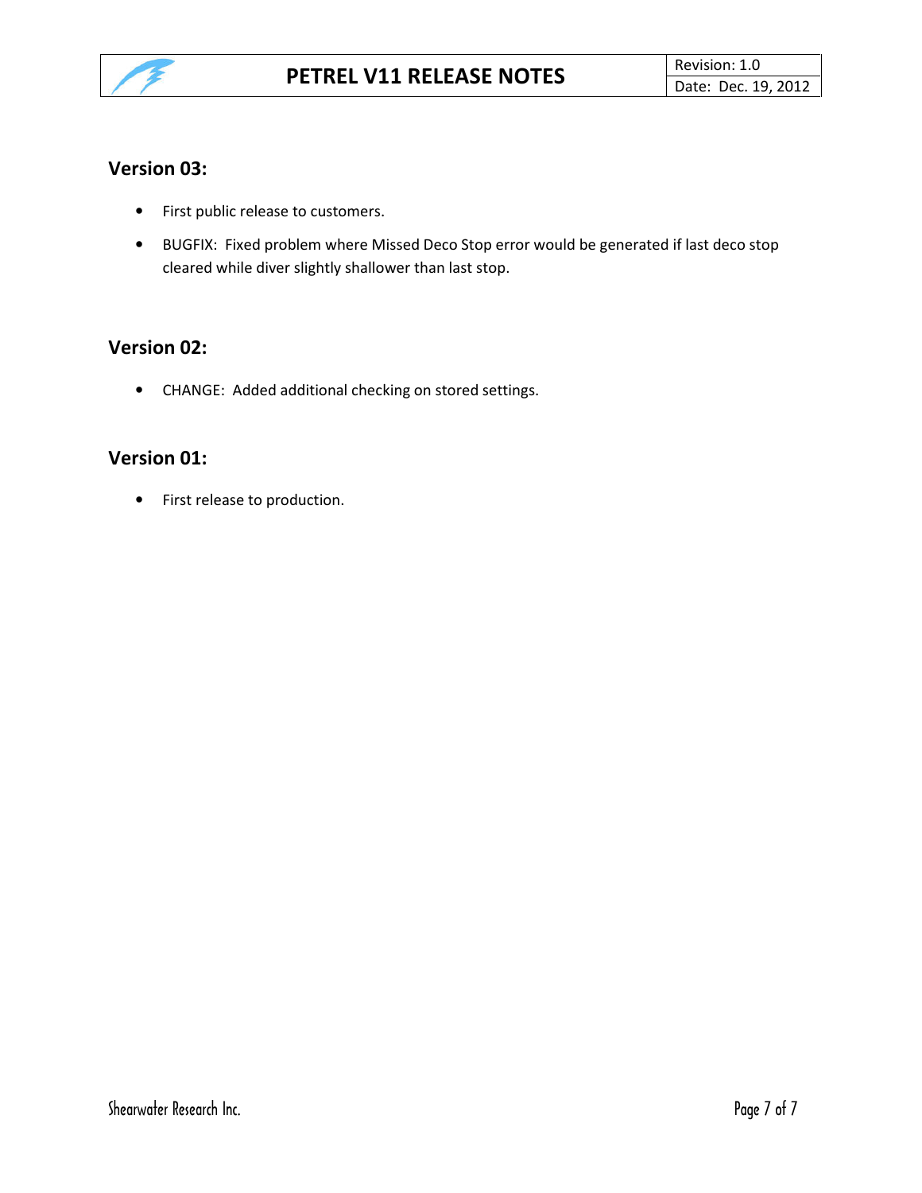## Version 03:

- First public release to customers.
- BUGFIX: Fixed problem where Missed Deco Stop error would be generated if last deco stop cleared while diver slightly shallower than last stop.

## Version 02:

- CHANGE: Added additional checking on stored settings.

## Version 01:

- First release to production.